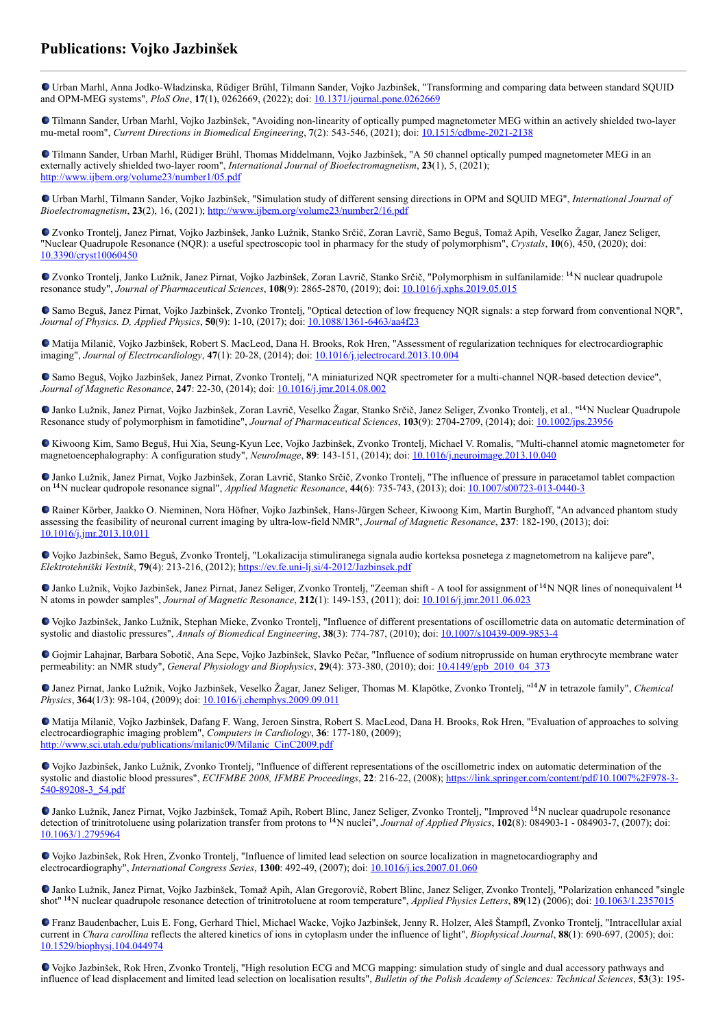# Publications: Vojko Jazbinšek

---

- Urban Marhl, Anna Jodko-Władzinska, Rüdiger Brühl, Tilmann Sander, Vojko Jazbinšek, "Transforming and comparing data between standard SQUID and OPM-MEG systems", *PloS One*, **17**(1), 0262669, (2022); doi: 10.1371/journal.pone.0262669

- Tilmann Sander, Urban Marhl, Vojko Jazbinšek, "Avoiding non-linearity of optically pumped magnetometer MEG within an actively shielded two-layer mu-metal room", *Current Directions in Biomedical Engineering*, **7**(2): 543-546, (2021); doi: 10.1515/cdbme-2021-2138

- Tilmann Sander, Urban Marhl, Rüdiger Brühl, Thomas Middelmann, Vojko Jazbinšek, "A 50 channel optically pumped magnetometer MEG in an externally actively shielded two-layer room", *International Journal of Bioelectromagnetism*, **23**(1), 5, (2021); http://www.ijbem.org/volume23/number1/05.pdf

- Urban Marhl, Tilmann Sander, Vojko Jazbinšek, "Simulation study of different sensing directions in OPM and SQUID MEG", *International Journal of Bioelectromagnetism*, **23**(2), 16, (2021); http://www.ijbem.org/volume23/number2/16.pdf

- Zvonko Trontelj, Janez Pirnat, Vojko Jazbinšek, Janko Lužnik, Stanko Srčič, Zoran Lavrič, Samo Beguš, Tomaž Apih, Veselko Žagar, Janez Seliger, "Nuclear Quadrupole Resonance (NQR): a useful spectroscopic tool in pharmacy for the study of polymorphism", *Crystals*, **10**(6), 450, (2020); doi: 10.3390/cryst10060450

- Zvonko Trontelj, Janko Lužnik, Janez Pirnat, Vojko Jazbinšek, Zoran Lavrič, Stanko Srčič, "Polymorphism in sulfanilamide: $^{14}$N nuclear quadrupole resonance study", *Journal of Pharmaceutical Sciences*, **108**(9): 2865-2870, (2019); doi: 10.1016/j.xphs.2019.05.015

- Samo Beguš, Janez Pirnat, Vojko Jazbinšek, Zvonko Trontelj, "Optical detection of low frequency NQR signals: a step forward from conventional NQR", *Journal of Physics. D, Applied Physics*, **50**(9): 1-10, (2017); doi: 10.1088/1361-6463/aa4f23

- Matija Milanič, Vojko Jazbinšek, Robert S. MacLeod, Dana H. Brooks, Rok Hren, "Assessment of regularization techniques for electrocardiographic imaging", *Journal of Electrocardiology*, **47**(1): 20-28, (2014); doi: 10.1016/j.jelectrocard.2013.10.004

- Samo Beguš, Vojko Jazbinšek, Janez Pirnat, Zvonko Trontelj, "A miniaturized NQR spectrometer for a multi-channel NQR-based detection device", *Journal of Magnetic Resonance*, **247**: 22-30, (2014); doi: 10.1016/j.jmr.2014.08.002

- Janko Lužnik, Janez Pirnat, Vojko Jazbinšek, Zoran Lavrič, Veselko Žagar, Stanko Srčič, Janez Seliger, Zvonko Trontelj, et al., "$^{14}$N Nuclear Quadrupole Resonance study of polymorphism in famotidine", *Journal of Pharmaceutical Sciences*, **103**(9): 2704-2709, (2014); doi: 10.1002/jps.23956

- Kiwoong Kim, Samo Beguš, Hui Xia, Seung-Kyun Lee, Vojko Jazbinšek, Zvonko Trontelj, Michael V. Romalis, "Multi-channel atomic magnetometer for magnetoencephalography: A configuration study", *NeuroImage*, **89**: 143-151, (2014); doi: 10.1016/j.neuroimage.2013.10.040

- Janko Lužnik, Janez Pirnat, Vojko Jazbinšek, Zoran Lavrič, Stanko Srčič, Zvonko Trontelj, "The influence of pressure in paracetamol tablet compaction on $^{14}$N nuclear qudropole resonance signal", *Applied Magnetic Resonance*, **44**(6): 735-743, (2013); doi: 10.1007/s00723-013-0440-3

- Rainer Körber, Jaakko O. Nieminen, Nora Höfner, Vojko Jazbinšek, Hans-Jürgen Scheer, Kiwoong Kim, Martin Burghoff, "An advanced phantom study assessing the feasibility of neuronal current imaging by ultra-low-field NMR", *Journal of Magnetic Resonance*, **237**: 182-190, (2013); doi: 10.1016/j.jmr.2013.10.011

- Vojko Jazbinšek, Samo Beguš, Zvonko Trontelj, "Lokalizacija stimuliranega signala audio korteksa posnetega z magnetometrom na kalijeve pare", *Elektrotehniški Vestnik*, **79**(4): 213-216, (2012); https://ev.fe.uni-lj.si/4-2012/Jazbinsek.pdf

- Janko Lužnik, Vojko Jazbinšek, Janez Pirnat, Janez Seliger, Zvonko Trontelj, "Zeeman shift - A tool for assignment of $^{14}$N NQR lines of nonequivalent $^{14}$N atoms in powder samples", *Journal of Magnetic Resonance*, **212**(1): 149-153, (2011); doi: 10.1016/j.jmr.2011.06.023

- Vojko Jazbinšek, Janko Lužnik, Stephan Mieke, Zvonko Trontelj, "Influence of different presentations of oscillometric data on automatic determination of systolic and diastolic pressures", *Annals of Biomedical Engineering*, **38**(3): 774-787, (2010); doi: 10.1007/s10439-009-9853-4

- Gojmir Lahajnar, Barbara Sobotič, Ana Sepe, Vojko Jazbinšek, Slavko Pečar, "Influence of sodium nitroprusside on human erythrocyte membrane water permeability: an NMR study", *General Physiology and Biophysics*, **29**(4): 373-380, (2010); doi: 10.4149/gpb_2010_04_373

- Janez Pirnat, Janko Lužnik, Vojko Jazbinšek, Veselko Žagar, Janez Seliger, Thomas M. Klapötke, Zvonko Trontelj, "$^{14}N$ in tetrazole family", *Chemical Physics*, **364**(1/3): 98-104, (2009); doi: 10.1016/j.chemphys.2009.09.011

- Matija Milanič, Vojko Jazbinšek, Dafang F. Wang, Jeroen Sinstra, Robert S. MacLeod, Dana H. Brooks, Rok Hren, "Evaluation of approaches to solving electrocardiographic imaging problem", *Computers in Cardiology*, **36**: 177-180, (2009); http://www.sci.utah.edu/publications/milanic09/Milanic_CinC2009.pdf

- Vojko Jazbinšek, Janko Lužnik, Zvonko Trontelj, "Influence of different representations of the oscillometric index on automatic determination of the systolic and diastolic blood pressures", *ECIFMBE 2008, IFMBE Proceedings*, **22**: 216-22, (2008); https://link.springer.com/content/pdf/10.1007%2F978-3-540-89208-3_54.pdf

- Janko Lužnik, Janez Pirnat, Vojko Jazbinšek, Tomaž Apih, Robert Blinc, Janez Seliger, Zvonko Trontelj, "Improved $^{14}$N nuclear quadrupole resonance detection of trinitrotoluene using polarization transfer from protons to $^{14}$N nuclei", *Journal of Applied Physics*, **102**(8): 084903-1 - 084903-7, (2007); doi: 10.1063/1.2795964

- Vojko Jazbinšek, Rok Hren, Zvonko Trontelj, "Influence of limited lead selection on source localization in magnetocardiography and electrocardiography", *International Congress Series*, **1300**: 492-49, (2007); doi: 10.1016/j.ics.2007.01.060

- Janko Lužnik, Janez Pirnat, Vojko Jazbinšek, Tomaž Apih, Alan Gregorovič, Robert Blinc, Janez Seliger, Zvonko Trontelj, "Polarization enhanced "single shot" $^{14}$N nuclear quadrupole resonance detection of trinitrotoluene at room temperature", *Applied Physics Letters*, **89**(12) (2006); doi: 10.1063/1.2357015

- Franz Baudenbacher, Luis E. Fong, Gerhard Thiel, Michael Wacke, Vojko Jazbinšek, Jenny R. Holzer, Aleš Štampfl, Zvonko Trontelj, "Intracellular axial current in *Chara carollina* reflects the altered kinetics of ions in cytoplasm under the influence of light", *Biophysical Journal*, **88**(1): 690-697, (2005); doi: 10.1529/biophysj.104.044974

- Vojko Jazbinšek, Rok Hren, Zvonko Trontelj, "High resolution ECG and MCG mapping: simulation study of single and dual accessory pathways and influence of lead displacement and limited lead selection on localisation results", *Bulletin of the Polish Academy of Sciences: Technical Sciences*, **53**(3): 195-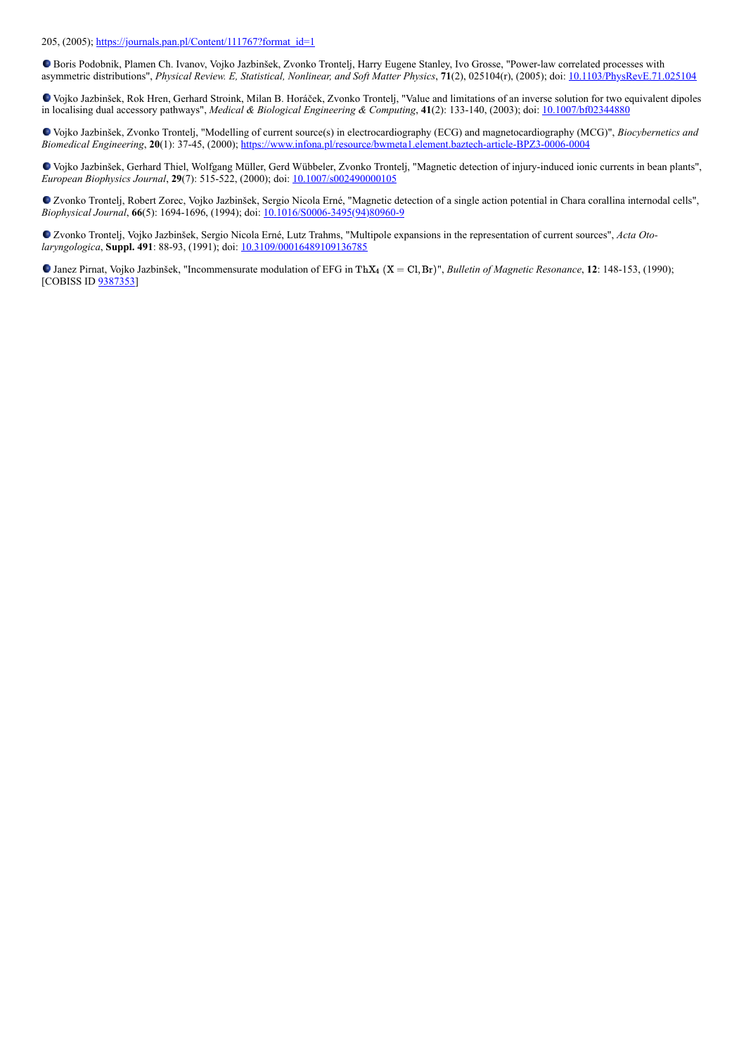205, (2005); https://journals.pan.pl/Content/111767?format_id=1

- Boris Podobnik, Plamen Ch. Ivanov, Vojko Jazbinšek, Zvonko Trontelj, Harry Eugene Stanley, Ivo Grosse, "Power-law correlated processes with asymmetric distributions", *Physical Review. E, Statistical, Nonlinear, and Soft Matter Physics*, **71**(2), 025104(r), (2005); doi: 10.1103/PhysRevE.71.025104

- Vojko Jazbinšek, Rok Hren, Gerhard Stroink, Milan B. Horáček, Zvonko Trontelj, "Value and limitations of an inverse solution for two equivalent dipoles in localising dual accessory pathways", *Medical & Biological Engineering & Computing*, **41**(2): 133-140, (2003); doi: 10.1007/bf02344880

- Vojko Jazbinšek, Zvonko Trontelj, "Modelling of current source(s) in electrocardiography (ECG) and magnetocardiography (MCG)", *Biocybernetics and Biomedical Engineering*, **20**(1): 37-45, (2000); https://www.infona.pl/resource/bwmeta1.element.baztech-article-BPZ3-0006-0004

- Vojko Jazbinšek, Gerhard Thiel, Wolfgang Müller, Gerd Wübbeler, Zvonko Trontelj, "Magnetic detection of injury-induced ionic currents in bean plants", *European Biophysics Journal*, **29**(7): 515-522, (2000); doi: 10.1007/s002490000105

- Zvonko Trontelj, Robert Zorec, Vojko Jazbinšek, Sergio Nicola Erné, "Magnetic detection of a single action potential in Chara corallina internodal cells", *Biophysical Journal*, **66**(5): 1694-1696, (1994); doi: 10.1016/S0006-3495(94)80960-9

- Zvonko Trontelj, Vojko Jazbinšek, Sergio Nicola Erné, Lutz Trahms, "Multipole expansions in the representation of current sources", *Acta Oto-laryngologica*, **Suppl. 491**: 88-93, (1991); doi: 10.3109/00016489109136785

- Janez Pirnat, Vojko Jazbinšek, "Incommensurate modulation of EFG in $\mathrm{ThX_4}$ $(\mathrm{X = Cl, Br})$", *Bulletin of Magnetic Resonance*, **12**: 148-153, (1990); [COBISS ID 9387353]